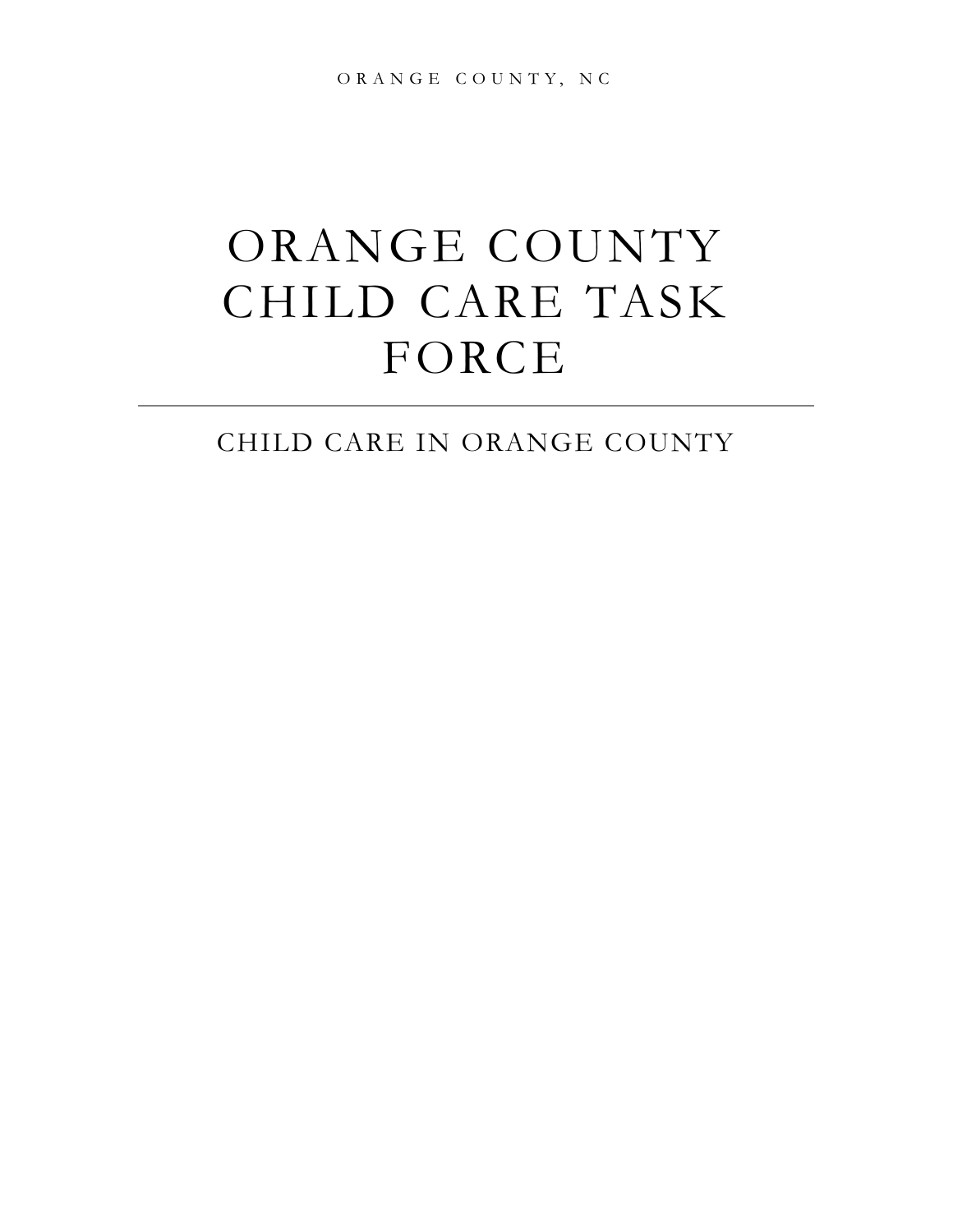ORANGE COUNTY, NC

# ORANGE COUNTY CHILD CARE TASK FORCE

## CHILD CARE IN ORANGE COUNTY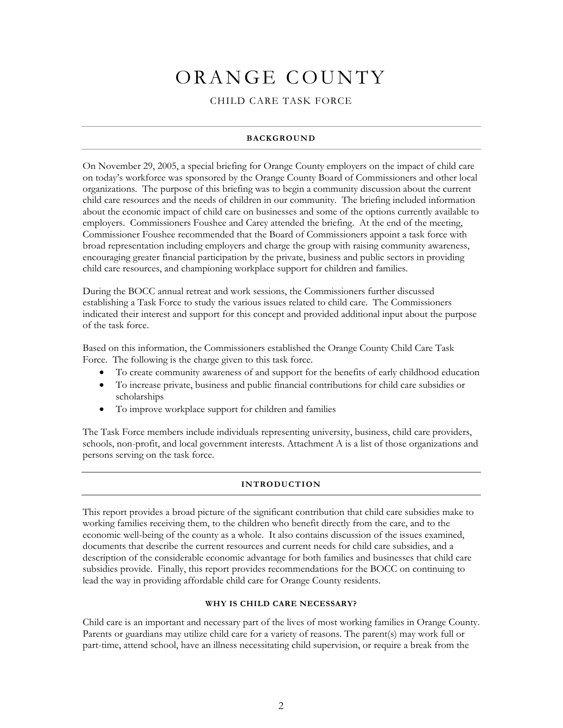# ORANGE COUNTY

## CHILD CARE TASK FORCE

### BACKGROUND

On November 29, 2005, a special briefing for Orange County employers on the impact of child care on today's workforce was sponsored by the Orange County Board of Commissioners and other local organizations. The purpose of this briefing was to begin a community discussion about the current child care resources and the needs of children in our community. The briefing included information about the economic impact of child care on businesses and some of the options currently available to employers. Commissioners Foushee and Carey attended the briefing. At the end of the meeting, Commissioner Foushee recommended that the Board of Commissioners appoint a task force with broad representation including employers and charge the group with raising community awareness, encouraging greater financial participation by the private, business and public sectors in providing child care resources, and championing workplace support for children and families.

During the BOCC annual retreat and work sessions, the Commissioners further discussed establishing a Task Force to study the various issues related to child care. The Commissioners indicated their interest and support for this concept and provided additional input about the purpose of the task force.

Based on this information, the Commissioners established the Orange County Child Care Task Force. The following is the charge given to this task force.

- To create community awareness of and support for the benefits of early childhood education
- To increase private, business and public financial contributions for child care subsidies or scholarships
- To improve workplace support for children and families

The Task Force members include individuals representing university, business, child care providers, schools, non-profit, and local government interests. Attachment A is a list of those organizations and persons serving on the task force.

### INTRODUCTION

This report provides a broad picture of the significant contribution that child care subsidies make to working families receiving them, to the children who benefit directly from the care, and to the economic well-being of the county as a whole. It also contains discussion of the issues examined, documents that describe the current resources and current needs for child care subsidies, and a description of the considerable economic advantage for both families and businesses that child care subsidies provide. Finally, this report provides recommendations for the BOCC on continuing to lead the way in providing affordable child care for Orange County residents.

#### WHY IS CHILD CARE NECESSARY?

Child care is an important and necessary part of the lives of most working families in Orange County. Parents or guardians may utilize child care for a variety of reasons. The parent(s) may work full or part-time, attend school, have an illness necessitating child supervision, or require a break from the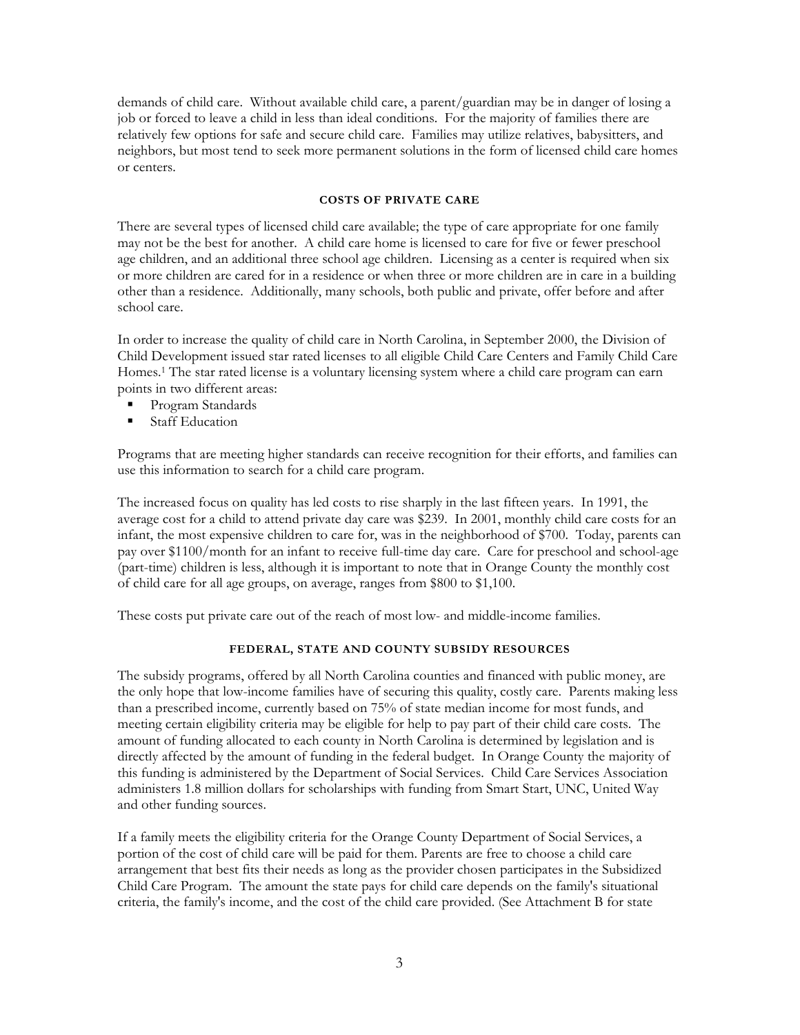demands of child care. Without available child care, a parent/guardian may be in danger of losing a job or forced to leave a child in less than ideal conditions. For the majority of families there are relatively few options for safe and secure child care. Families may utilize relatives, babysitters, and neighbors, but most tend to seek more permanent solutions in the form of licensed child care homes or centers.

### COSTS OF PRIVATE CARE

There are several types of licensed child care available; the type of care appropriate for one family may not be the best for another. A child care home is licensed to care for five or fewer preschool age children, and an additional three school age children. Licensing as a center is required when six or more children are cared for in a residence or when three or more children are in care in a building other than a residence. Additionally, many schools, both public and private, offer before and after school care.

In order to increase the quality of child care in North Carolina, in September 2000, the Division of Child Development issued star rated licenses to all eligible Child Care Centers and Family Child Care Homes.[1] The star rated license is a voluntary licensing system where a child care program can earn points in two different areas:

- Program Standards
- Staff Education

Programs that are meeting higher standards can receive recognition for their efforts, and families can use this information to search for a child care program.

The increased focus on quality has led costs to rise sharply in the last fifteen years. In 1991, the average cost for a child to attend private day care was $239. In 2001, monthly child care costs for an infant, the most expensive children to care for, was in the neighborhood of $700. Today, parents can pay over $1100/month for an infant to receive full-time day care. Care for preschool and school-age (part-time) children is less, although it is important to note that in Orange County the monthly cost of child care for all age groups, on average, ranges from $800 to $1,100.

These costs put private care out of the reach of most low- and middle-income families.

### FEDERAL, STATE AND COUNTY SUBSIDY RESOURCES

The subsidy programs, offered by all North Carolina counties and financed with public money, are the only hope that low-income families have of securing this quality, costly care. Parents making less than a prescribed income, currently based on 75% of state median income for most funds, and meeting certain eligibility criteria may be eligible for help to pay part of their child care costs. The amount of funding allocated to each county in North Carolina is determined by legislation and is directly affected by the amount of funding in the federal budget. In Orange County the majority of this funding is administered by the Department of Social Services. Child Care Services Association administers 1.8 million dollars for scholarships with funding from Smart Start, UNC, United Way and other funding sources.

If a family meets the eligibility criteria for the Orange County Department of Social Services, a portion of the cost of child care will be paid for them. Parents are free to choose a child care arrangement that best fits their needs as long as the provider chosen participates in the Subsidized Child Care Program. The amount the state pays for child care depends on the family's situational criteria, the family's income, and the cost of the child care provided. (See Attachment B for state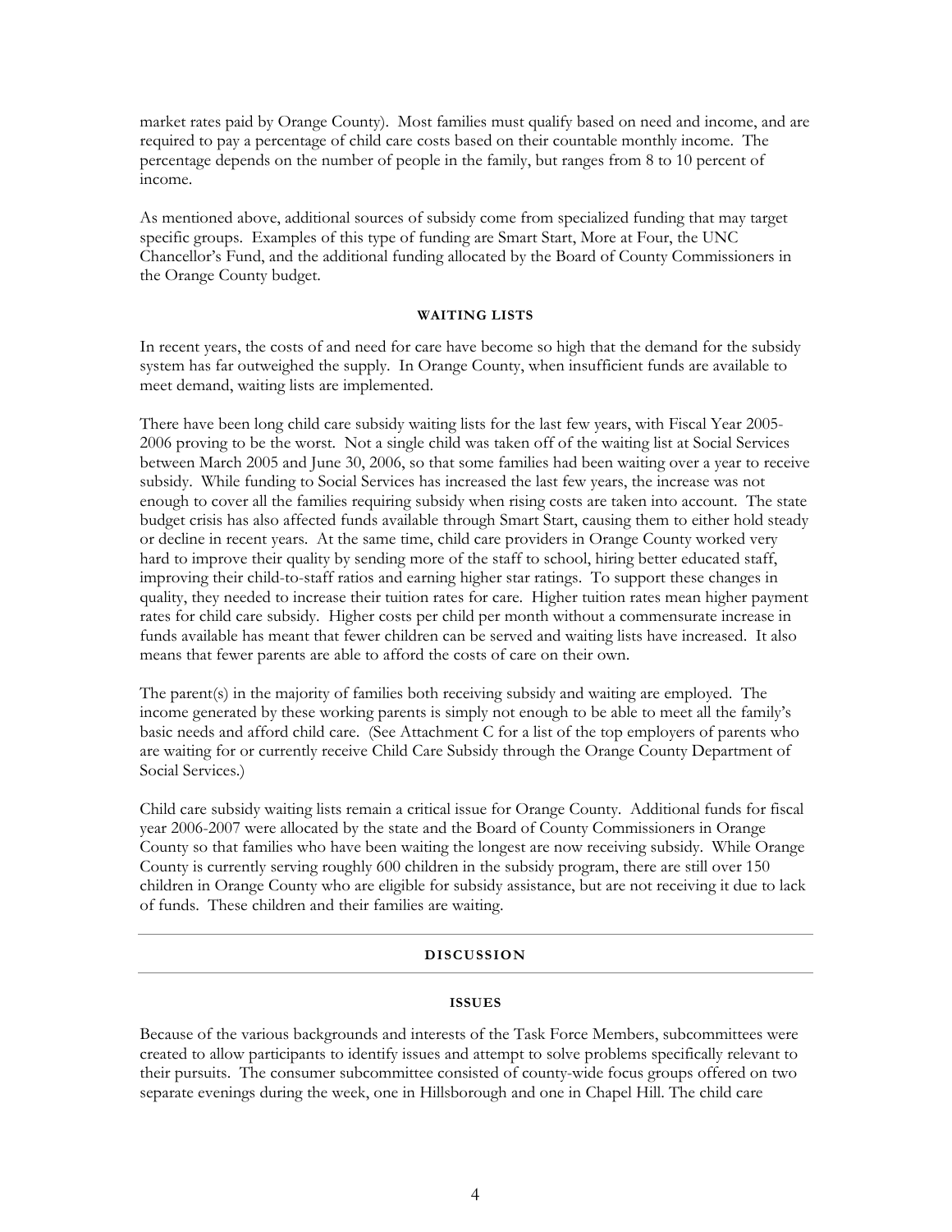market rates paid by Orange County). Most families must qualify based on need and income, and are required to pay a percentage of child care costs based on their countable monthly income. The percentage depends on the number of people in the family, but ranges from 8 to 10 percent of income.

As mentioned above, additional sources of subsidy come from specialized funding that may target specific groups. Examples of this type of funding are Smart Start, More at Four, the UNC Chancellor's Fund, and the additional funding allocated by the Board of County Commissioners in the Orange County budget.

#### WAITING LISTS

In recent years, the costs of and need for care have become so high that the demand for the subsidy system has far outweighed the supply. In Orange County, when insufficient funds are available to meet demand, waiting lists are implemented.

There have been long child care subsidy waiting lists for the last few years, with Fiscal Year 2005-2006 proving to be the worst. Not a single child was taken off of the waiting list at Social Services between March 2005 and June 30, 2006, so that some families had been waiting over a year to receive subsidy. While funding to Social Services has increased the last few years, the increase was not enough to cover all the families requiring subsidy when rising costs are taken into account. The state budget crisis has also affected funds available through Smart Start, causing them to either hold steady or decline in recent years. At the same time, child care providers in Orange County worked very hard to improve their quality by sending more of the staff to school, hiring better educated staff, improving their child-to-staff ratios and earning higher star ratings. To support these changes in quality, they needed to increase their tuition rates for care. Higher tuition rates mean higher payment rates for child care subsidy. Higher costs per child per month without a commensurate increase in funds available has meant that fewer children can be served and waiting lists have increased. It also means that fewer parents are able to afford the costs of care on their own.

The parent(s) in the majority of families both receiving subsidy and waiting are employed. The income generated by these working parents is simply not enough to be able to meet all the family's basic needs and afford child care. (See Attachment C for a list of the top employers of parents who are waiting for or currently receive Child Care Subsidy through the Orange County Department of Social Services.)

Child care subsidy waiting lists remain a critical issue for Orange County. Additional funds for fiscal year 2006-2007 were allocated by the state and the Board of County Commissioners in Orange County so that families who have been waiting the longest are now receiving subsidy. While Orange County is currently serving roughly 600 children in the subsidy program, there are still over 150 children in Orange County who are eligible for subsidy assistance, but are not receiving it due to lack of funds. These children and their families are waiting.

---

## DISCUSSION

---

#### ISSUES

Because of the various backgrounds and interests of the Task Force Members, subcommittees were created to allow participants to identify issues and attempt to solve problems specifically relevant to their pursuits. The consumer subcommittee consisted of county-wide focus groups offered on two separate evenings during the week, one in Hillsborough and one in Chapel Hill. The child care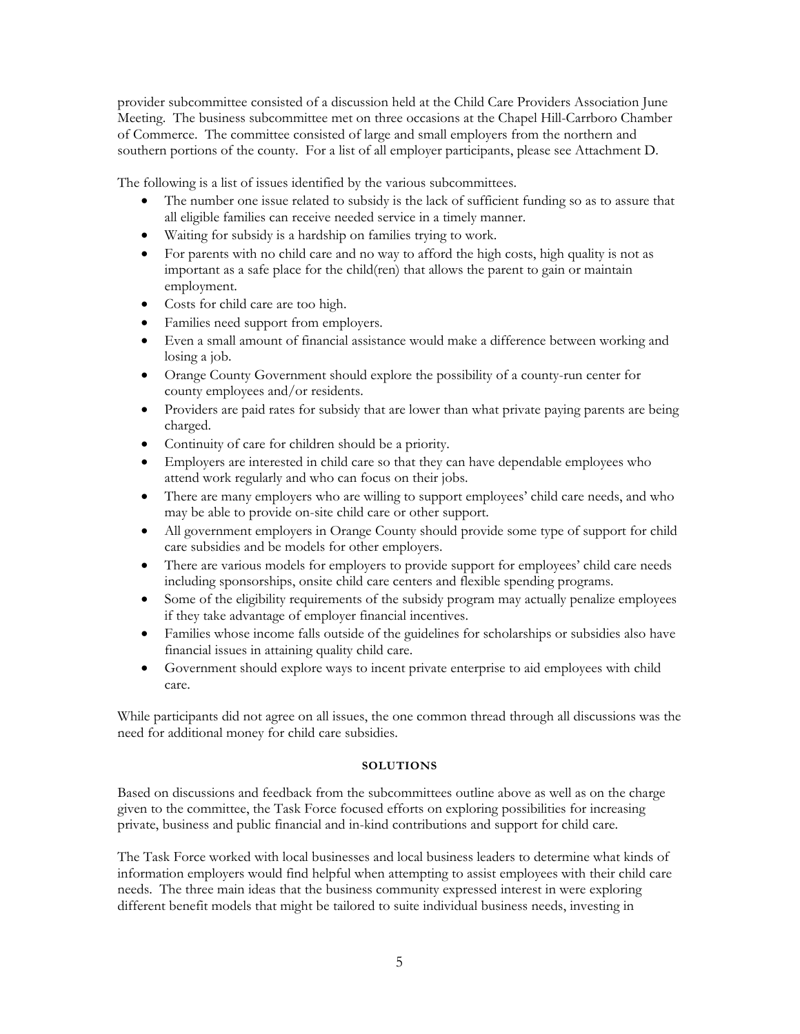provider subcommittee consisted of a discussion held at the Child Care Providers Association June Meeting. The business subcommittee met on three occasions at the Chapel Hill-Carrboro Chamber of Commerce. The committee consisted of large and small employers from the northern and southern portions of the county. For a list of all employer participants, please see Attachment D.

The following is a list of issues identified by the various subcommittees.

- The number one issue related to subsidy is the lack of sufficient funding so as to assure that all eligible families can receive needed service in a timely manner.
- Waiting for subsidy is a hardship on families trying to work.
- For parents with no child care and no way to afford the high costs, high quality is not as important as a safe place for the child(ren) that allows the parent to gain or maintain employment.
- Costs for child care are too high.
- Families need support from employers.
- Even a small amount of financial assistance would make a difference between working and losing a job.
- Orange County Government should explore the possibility of a county-run center for county employees and/or residents.
- Providers are paid rates for subsidy that are lower than what private paying parents are being charged.
- Continuity of care for children should be a priority.
- Employers are interested in child care so that they can have dependable employees who attend work regularly and who can focus on their jobs.
- There are many employers who are willing to support employees' child care needs, and who may be able to provide on-site child care or other support.
- All government employers in Orange County should provide some type of support for child care subsidies and be models for other employers.
- There are various models for employers to provide support for employees' child care needs including sponsorships, onsite child care centers and flexible spending programs.
- Some of the eligibility requirements of the subsidy program may actually penalize employees if they take advantage of employer financial incentives.
- Families whose income falls outside of the guidelines for scholarships or subsidies also have financial issues in attaining quality child care.
- Government should explore ways to incent private enterprise to aid employees with child care.

While participants did not agree on all issues, the one common thread through all discussions was the need for additional money for child care subsidies.

## SOLUTIONS

Based on discussions and feedback from the subcommittees outline above as well as on the charge given to the committee, the Task Force focused efforts on exploring possibilities for increasing private, business and public financial and in-kind contributions and support for child care.

The Task Force worked with local businesses and local business leaders to determine what kinds of information employers would find helpful when attempting to assist employees with their child care needs. The three main ideas that the business community expressed interest in were exploring different benefit models that might be tailored to suite individual business needs, investing in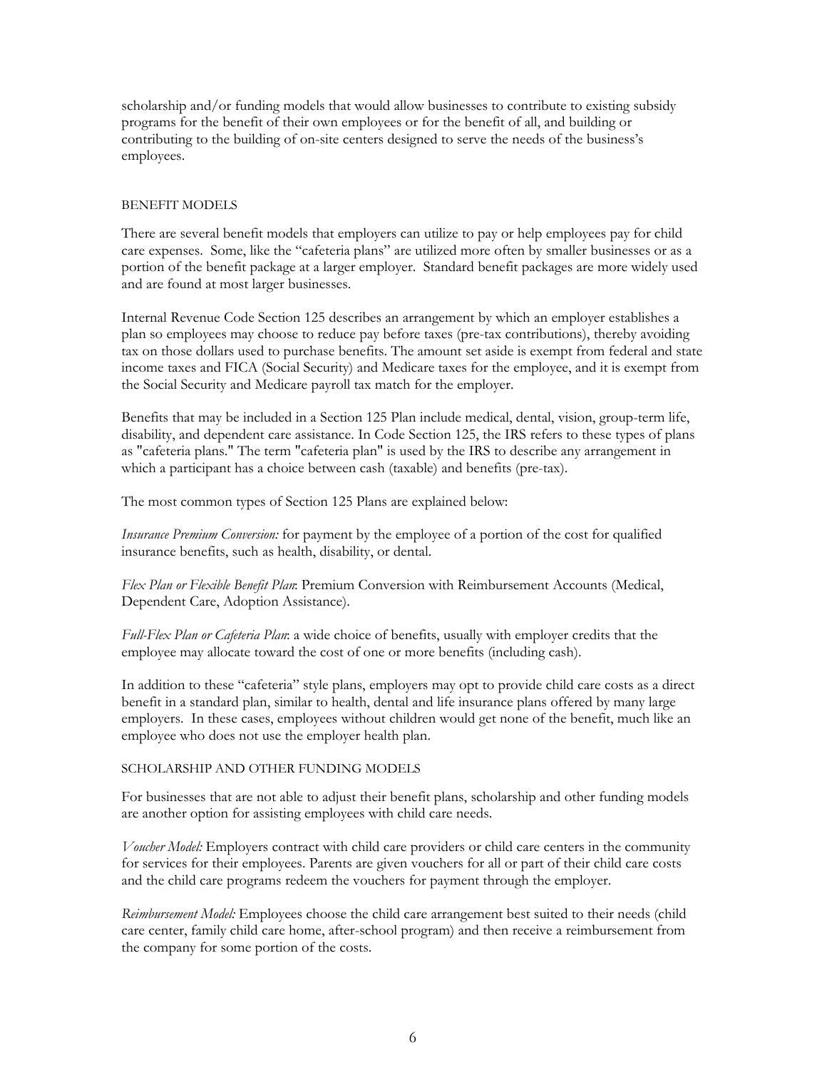scholarship and/or funding models that would allow businesses to contribute to existing subsidy programs for the benefit of their own employees or for the benefit of all, and building or contributing to the building of on-site centers designed to serve the needs of the business's employees.

## BENEFIT MODELS

There are several benefit models that employers can utilize to pay or help employees pay for child care expenses. Some, like the "cafeteria plans" are utilized more often by smaller businesses or as a portion of the benefit package at a larger employer. Standard benefit packages are more widely used and are found at most larger businesses.

Internal Revenue Code Section 125 describes an arrangement by which an employer establishes a plan so employees may choose to reduce pay before taxes (pre-tax contributions), thereby avoiding tax on those dollars used to purchase benefits. The amount set aside is exempt from federal and state income taxes and FICA (Social Security) and Medicare taxes for the employee, and it is exempt from the Social Security and Medicare payroll tax match for the employer.

Benefits that may be included in a Section 125 Plan include medical, dental, vision, group-term life, disability, and dependent care assistance. In Code Section 125, the IRS refers to these types of plans as "cafeteria plans." The term "cafeteria plan" is used by the IRS to describe any arrangement in which a participant has a choice between cash (taxable) and benefits (pre-tax).

The most common types of Section 125 Plans are explained below:

*Insurance Premium Conversion:* for payment by the employee of a portion of the cost for qualified insurance benefits, such as health, disability, or dental.

*Flex Plan or Flexible Benefit Plan*: Premium Conversion with Reimbursement Accounts (Medical, Dependent Care, Adoption Assistance).

*Full-Flex Plan or Cafeteria Plan*: a wide choice of benefits, usually with employer credits that the employee may allocate toward the cost of one or more benefits (including cash).

In addition to these "cafeteria" style plans, employers may opt to provide child care costs as a direct benefit in a standard plan, similar to health, dental and life insurance plans offered by many large employers. In these cases, employees without children would get none of the benefit, much like an employee who does not use the employer health plan.

## SCHOLARSHIP AND OTHER FUNDING MODELS

For businesses that are not able to adjust their benefit plans, scholarship and other funding models are another option for assisting employees with child care needs.

*Voucher Model:* Employers contract with child care providers or child care centers in the community for services for their employees. Parents are given vouchers for all or part of their child care costs and the child care programs redeem the vouchers for payment through the employer.

*Reimbursement Model:* Employees choose the child care arrangement best suited to their needs (child care center, family child care home, after-school program) and then receive a reimbursement from the company for some portion of the costs.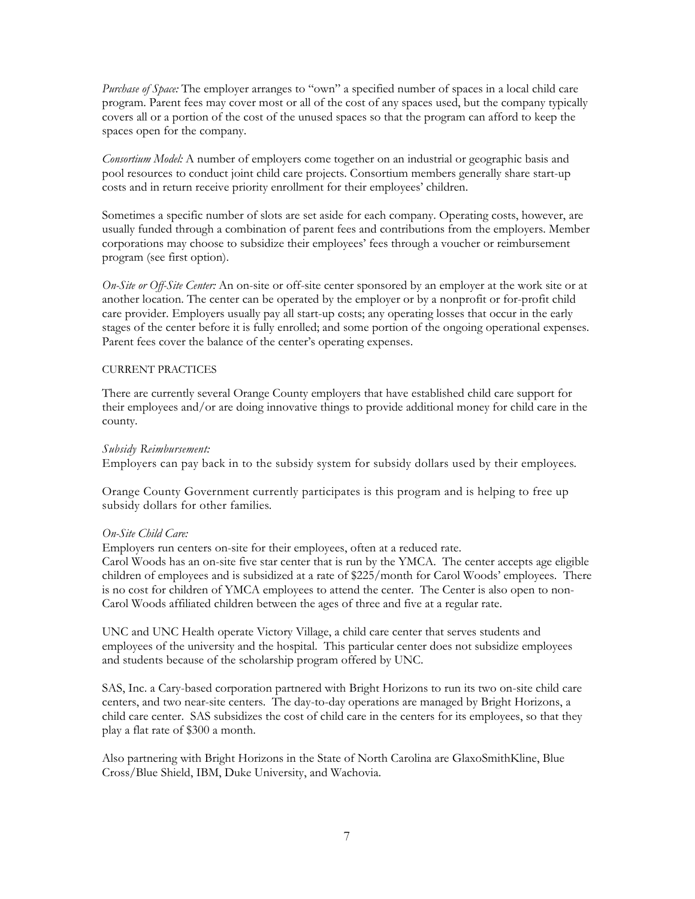*Purchase of Space:* The employer arranges to "own" a specified number of spaces in a local child care program. Parent fees may cover most or all of the cost of any spaces used, but the company typically covers all or a portion of the cost of the unused spaces so that the program can afford to keep the spaces open for the company.

*Consortium Model:* A number of employers come together on an industrial or geographic basis and pool resources to conduct joint child care projects. Consortium members generally share start-up costs and in return receive priority enrollment for their employees' children.

Sometimes a specific number of slots are set aside for each company. Operating costs, however, are usually funded through a combination of parent fees and contributions from the employers. Member corporations may choose to subsidize their employees' fees through a voucher or reimbursement program (see first option).

*On-Site or Off-Site Center:* An on-site or off-site center sponsored by an employer at the work site or at another location. The center can be operated by the employer or by a nonprofit or for-profit child care provider. Employers usually pay all start-up costs; any operating losses that occur in the early stages of the center before it is fully enrolled; and some portion of the ongoing operational expenses. Parent fees cover the balance of the center's operating expenses.

## CURRENT PRACTICES

There are currently several Orange County employers that have established child care support for their employees and/or are doing innovative things to provide additional money for child care in the county.

*Subsidy Reimbursement:*

Employers can pay back in to the subsidy system for subsidy dollars used by their employees.

Orange County Government currently participates is this program and is helping to free up subsidy dollars for other families.

*On-Site Child Care:*

Employers run centers on-site for their employees, often at a reduced rate.
Carol Woods has an on-site five star center that is run by the YMCA. The center accepts age eligible children of employees and is subsidized at a rate of $225/month for Carol Woods' employees. There is no cost for children of YMCA employees to attend the center. The Center is also open to non-Carol Woods affiliated children between the ages of three and five at a regular rate.

UNC and UNC Health operate Victory Village, a child care center that serves students and employees of the university and the hospital. This particular center does not subsidize employees and students because of the scholarship program offered by UNC.

SAS, Inc. a Cary-based corporation partnered with Bright Horizons to run its two on-site child care centers, and two near-site centers. The day-to-day operations are managed by Bright Horizons, a child care center. SAS subsidizes the cost of child care in the centers for its employees, so that they play a flat rate of $300 a month.

Also partnering with Bright Horizons in the State of North Carolina are GlaxoSmithKline, Blue Cross/Blue Shield, IBM, Duke University, and Wachovia.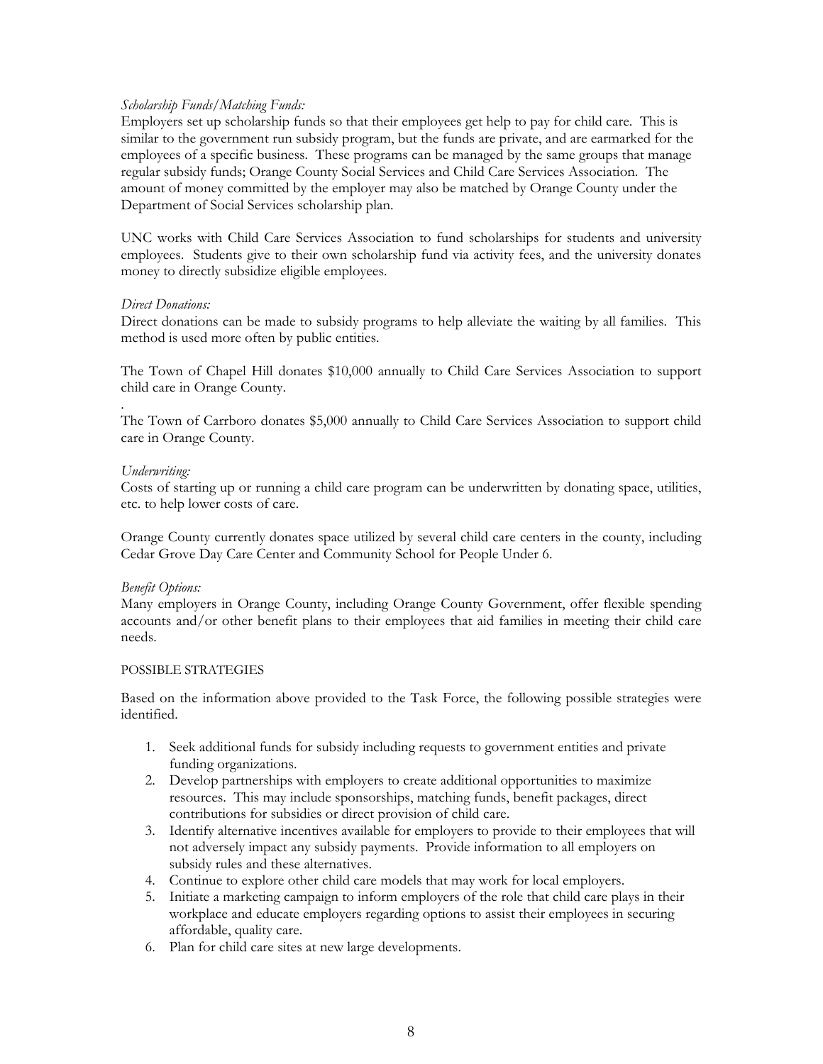*Scholarship Funds/Matching Funds:*
Employers set up scholarship funds so that their employees get help to pay for child care. This is similar to the government run subsidy program, but the funds are private, and are earmarked for the employees of a specific business. These programs can be managed by the same groups that manage regular subsidy funds; Orange County Social Services and Child Care Services Association. The amount of money committed by the employer may also be matched by Orange County under the Department of Social Services scholarship plan.

UNC works with Child Care Services Association to fund scholarships for students and university employees. Students give to their own scholarship fund via activity fees, and the university donates money to directly subsidize eligible employees.

*Direct Donations:*
Direct donations can be made to subsidy programs to help alleviate the waiting by all families. This method is used more often by public entities.

The Town of Chapel Hill donates $10,000 annually to Child Care Services Association to support child care in Orange County.

The Town of Carrboro donates $5,000 annually to Child Care Services Association to support child care in Orange County.

*Underwriting:*
Costs of starting up or running a child care program can be underwritten by donating space, utilities, etc. to help lower costs of care.

Orange County currently donates space utilized by several child care centers in the county, including Cedar Grove Day Care Center and Community School for People Under 6.

*Benefit Options:*
Many employers in Orange County, including Orange County Government, offer flexible spending accounts and/or other benefit plans to their employees that aid families in meeting their child care needs.

POSSIBLE STRATEGIES

Based on the information above provided to the Task Force, the following possible strategies were identified.

1. Seek additional funds for subsidy including requests to government entities and private funding organizations.
2. Develop partnerships with employers to create additional opportunities to maximize resources. This may include sponsorships, matching funds, benefit packages, direct contributions for subsidies or direct provision of child care.
3. Identify alternative incentives available for employers to provide to their employees that will not adversely impact any subsidy payments. Provide information to all employers on subsidy rules and these alternatives.
4. Continue to explore other child care models that may work for local employers.
5. Initiate a marketing campaign to inform employers of the role that child care plays in their workplace and educate employers regarding options to assist their employees in securing affordable, quality care.
6. Plan for child care sites at new large developments.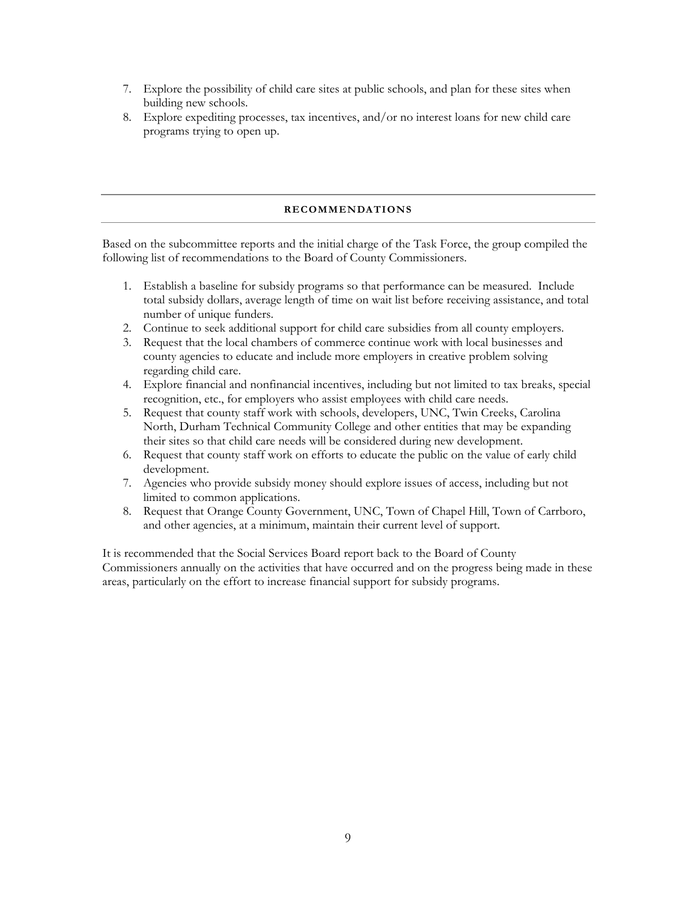7. Explore the possibility of child care sites at public schools, and plan for these sites when building new schools.
8. Explore expediting processes, tax incentives, and/or no interest loans for new child care programs trying to open up.

## RECOMMENDATIONS

Based on the subcommittee reports and the initial charge of the Task Force, the group compiled the following list of recommendations to the Board of County Commissioners.

1. Establish a baseline for subsidy programs so that performance can be measured. Include total subsidy dollars, average length of time on wait list before receiving assistance, and total number of unique funders.
2. Continue to seek additional support for child care subsidies from all county employers.
3. Request that the local chambers of commerce continue work with local businesses and county agencies to educate and include more employers in creative problem solving regarding child care.
4. Explore financial and nonfinancial incentives, including but not limited to tax breaks, special recognition, etc., for employers who assist employees with child care needs.
5. Request that county staff work with schools, developers, UNC, Twin Creeks, Carolina North, Durham Technical Community College and other entities that may be expanding their sites so that child care needs will be considered during new development.
6. Request that county staff work on efforts to educate the public on the value of early child development.
7. Agencies who provide subsidy money should explore issues of access, including but not limited to common applications.
8. Request that Orange County Government, UNC, Town of Chapel Hill, Town of Carrboro, and other agencies, at a minimum, maintain their current level of support.

It is recommended that the Social Services Board report back to the Board of County Commissioners annually on the activities that have occurred and on the progress being made in these areas, particularly on the effort to increase financial support for subsidy programs.